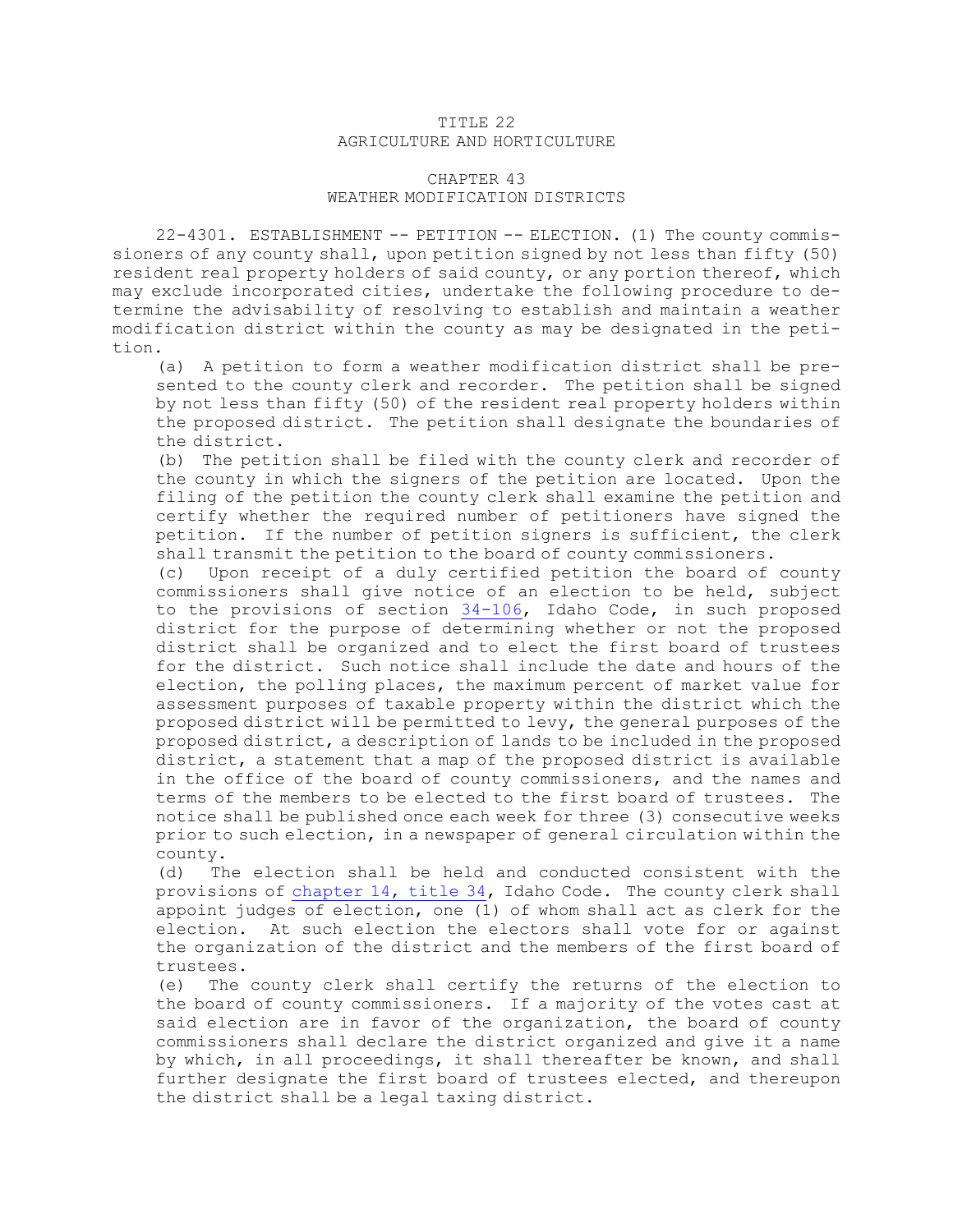# TITLE 22
# AGRICULTURE AND HORTICULTURE

## CHAPTER 43
## WEATHER MODIFICATION DISTRICTS

22-4301. ESTABLISHMENT -- PETITION -- ELECTION. (1) The county commissioners of any county shall, upon petition signed by not less than fifty (50) resident real property holders of said county, or any portion thereof, which may exclude incorporated cities, undertake the following procedure to determine the advisability of resolving to establish and maintain a weather modification district within the county as may be designated in the petition.

(a) A petition to form a weather modification district shall be presented to the county clerk and recorder. The petition shall be signed by not less than fifty (50) of the resident real property holders within the proposed district. The petition shall designate the boundaries of the district.

(b) The petition shall be filed with the county clerk and recorder of the county in which the signers of the petition are located. Upon the filing of the petition the county clerk shall examine the petition and certify whether the required number of petitioners have signed the petition. If the number of petition signers is sufficient, the clerk shall transmit the petition to the board of county commissioners.

(c) Upon receipt of a duly certified petition the board of county commissioners shall give notice of an election to be held, subject to the provisions of section 34-106, Idaho Code, in such proposed district for the purpose of determining whether or not the proposed district shall be organized and to elect the first board of trustees for the district. Such notice shall include the date and hours of the election, the polling places, the maximum percent of market value for assessment purposes of taxable property within the district which the proposed district will be permitted to levy, the general purposes of the proposed district, a description of lands to be included in the proposed district, a statement that a map of the proposed district is available in the office of the board of county commissioners, and the names and terms of the members to be elected to the first board of trustees. The notice shall be published once each week for three (3) consecutive weeks prior to such election, in a newspaper of general circulation within the county.

(d) The election shall be held and conducted consistent with the provisions of chapter 14, title 34, Idaho Code. The county clerk shall appoint judges of election, one (1) of whom shall act as clerk for the election. At such election the electors shall vote for or against the organization of the district and the members of the first board of trustees.

(e) The county clerk shall certify the returns of the election to the board of county commissioners. If a majority of the votes cast at said election are in favor of the organization, the board of county commissioners shall declare the district organized and give it a name by which, in all proceedings, it shall thereafter be known, and shall further designate the first board of trustees elected, and thereupon the district shall be a legal taxing district.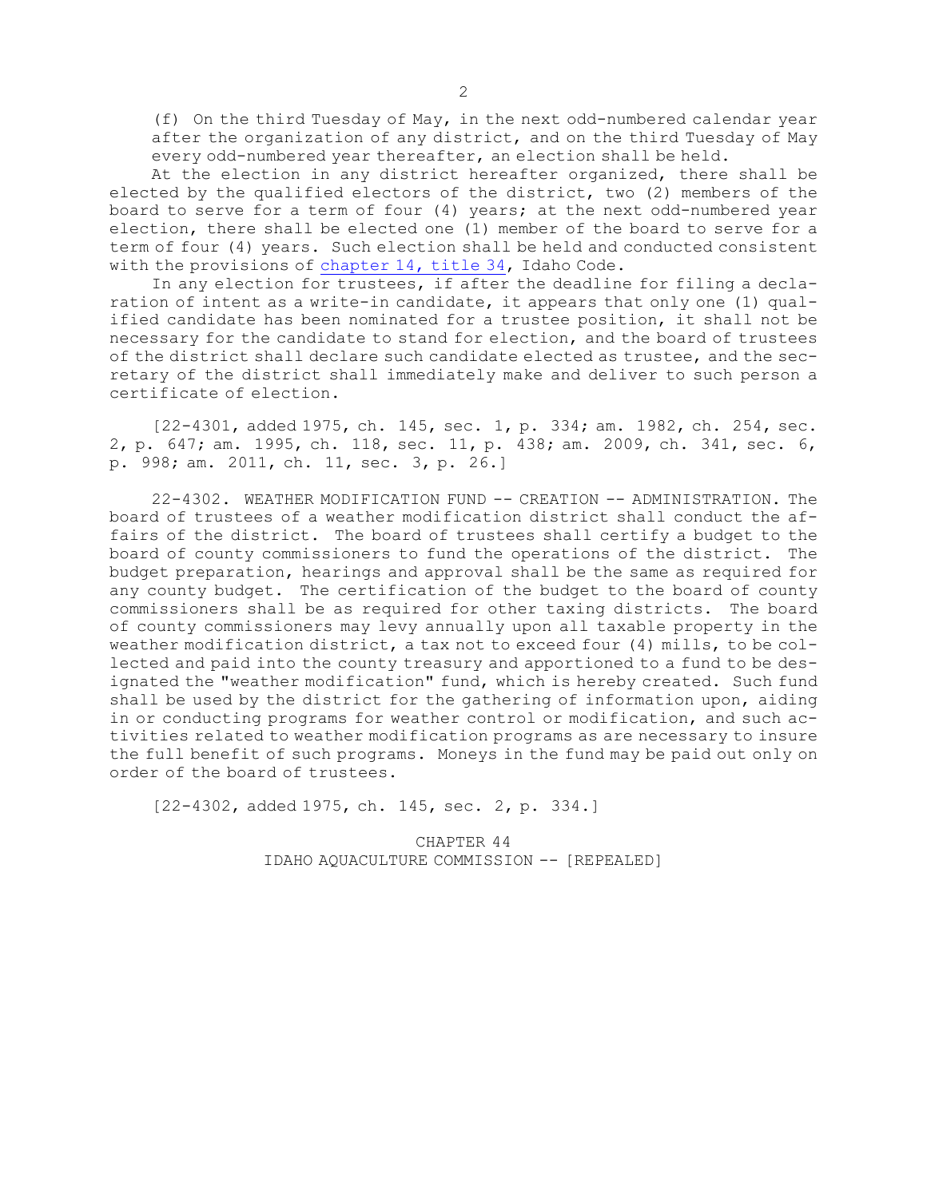(f) On the third Tuesday of May, in the next odd-numbered calendar year after the organization of any district, and on the third Tuesday of May every odd-numbered year thereafter, an election shall be held.

At the election in any district hereafter organized, there shall be elected by the qualified electors of the district, two (2) members of the board to serve for a term of four (4) years; at the next odd-numbered year election, there shall be elected one (1) member of the board to serve for a term of four (4) years. Such election shall be held and conducted consistent with the provisions of chapter 14, title 34, Idaho Code.

In any election for trustees, if after the deadline for filing a declaration of intent as a write-in candidate, it appears that only one (1) qualified candidate has been nominated for a trustee position, it shall not be necessary for the candidate to stand for election, and the board of trustees of the district shall declare such candidate elected as trustee, and the secretary of the district shall immediately make and deliver to such person a certificate of election.

[22-4301, added 1975, ch. 145, sec. 1, p. 334; am. 1982, ch. 254, sec. 2, p. 647; am. 1995, ch. 118, sec. 11, p. 438; am. 2009, ch. 341, sec. 6, p. 998; am. 2011, ch. 11, sec. 3, p. 26.]

22-4302. WEATHER MODIFICATION FUND -- CREATION -- ADMINISTRATION. The board of trustees of a weather modification district shall conduct the affairs of the district. The board of trustees shall certify a budget to the board of county commissioners to fund the operations of the district. The budget preparation, hearings and approval shall be the same as required for any county budget. The certification of the budget to the board of county commissioners shall be as required for other taxing districts. The board of county commissioners may levy annually upon all taxable property in the weather modification district, a tax not to exceed four (4) mills, to be collected and paid into the county treasury and apportioned to a fund to be designated the "weather modification" fund, which is hereby created. Such fund shall be used by the district for the gathering of information upon, aiding in or conducting programs for weather control or modification, and such activities related to weather modification programs as are necessary to insure the full benefit of such programs. Moneys in the fund may be paid out only on order of the board of trustees.

[22-4302, added 1975, ch. 145, sec. 2, p. 334.]

## CHAPTER 44
## IDAHO AQUACULTURE COMMISSION -- [REPEALED]